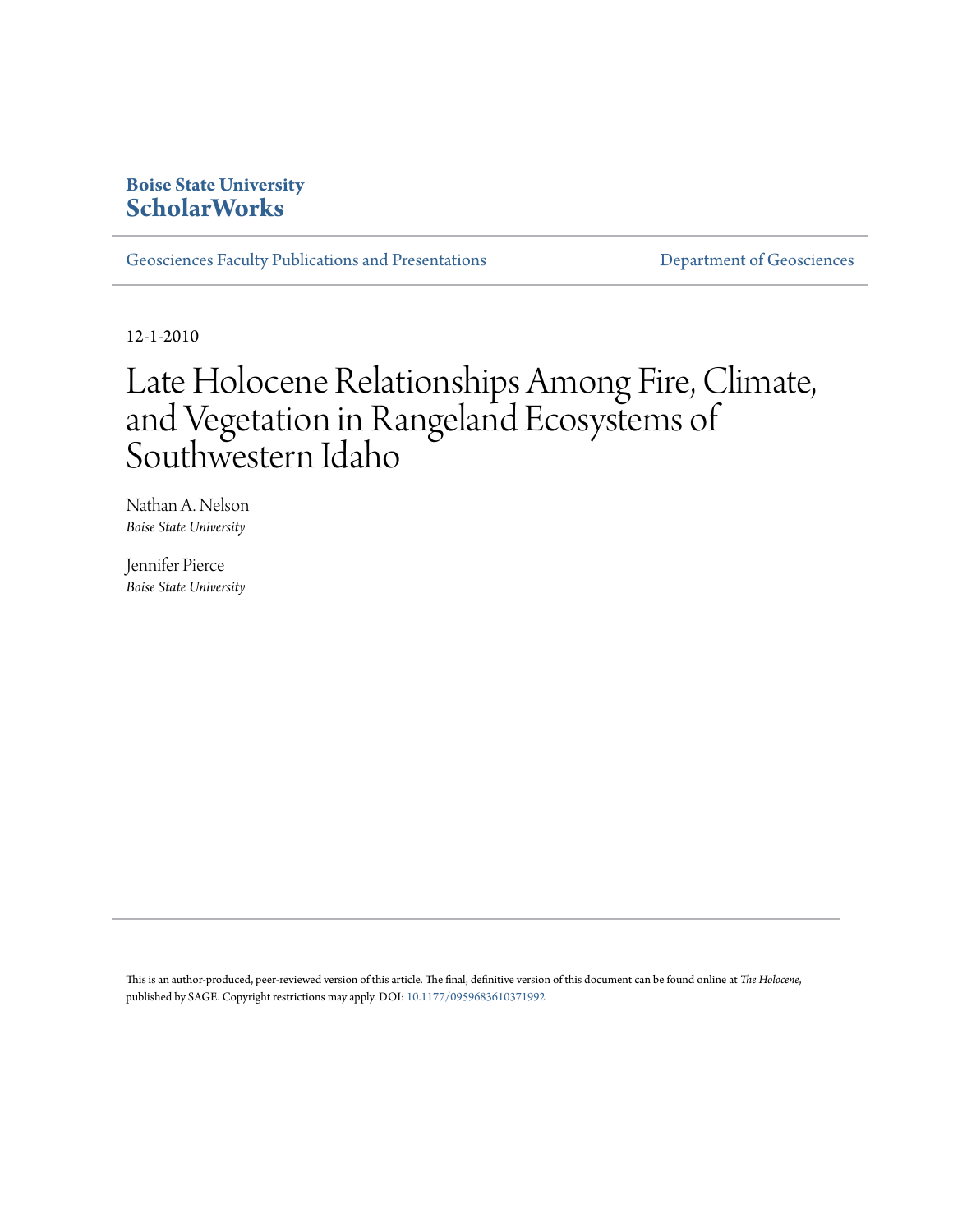**Boise State University**
**ScholarWorks**

Geosciences Faculty Publications and Presentations | Department of Geosciences

12-1-2010

# Late Holocene Relationships Among Fire, Climate, and Vegetation in Rangeland Ecosystems of Southwestern Idaho

Nathan A. Nelson
*Boise State University*

Jennifer Pierce
*Boise State University*

This is an author-produced, peer-reviewed version of this article. The final, definitive version of this document can be found online at *The Holocene*, published by SAGE. Copyright restrictions may apply. DOI: 10.1177/0959683610371992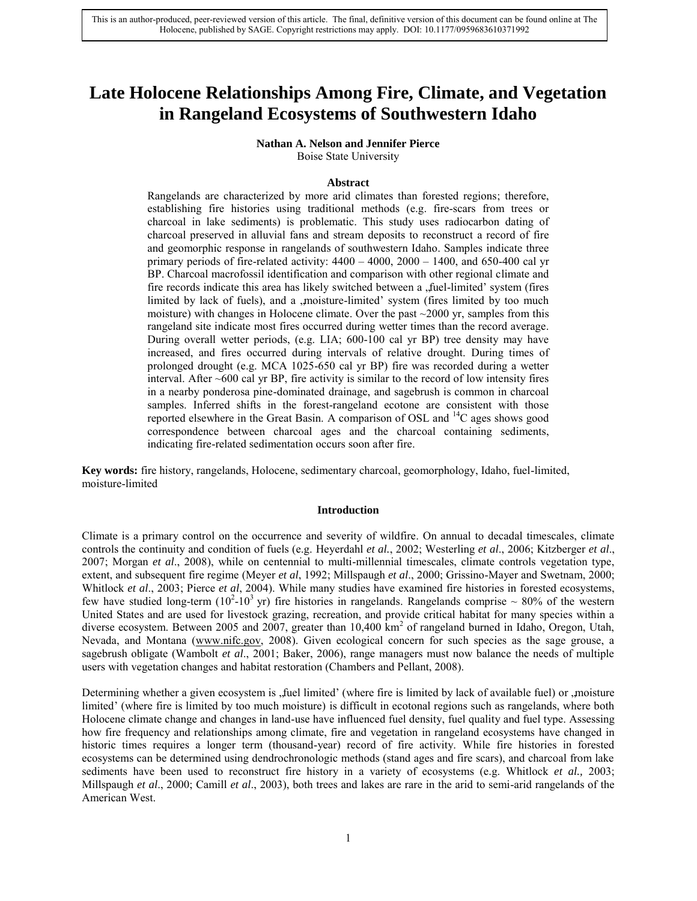This is an author-produced, peer-reviewed version of this article. The final, definitive version of this document can be found online at The Holocene, published by SAGE. Copyright restrictions may apply. DOI: 10.1177/0959683610371992

# Late Holocene Relationships Among Fire, Climate, and Vegetation in Rangeland Ecosystems of Southwestern Idaho

**Nathan A. Nelson and Jennifer Pierce**
Boise State University

### Abstract

Rangelands are characterized by more arid climates than forested regions; therefore, establishing fire histories using traditional methods (e.g. fire-scars from trees or charcoal in lake sediments) is problematic. This study uses radiocarbon dating of charcoal preserved in alluvial fans and stream deposits to reconstruct a record of fire and geomorphic response in rangelands of southwestern Idaho. Samples indicate three primary periods of fire-related activity: 4400 – 4000, 2000 – 1400, and 650-400 cal yr BP. Charcoal macrofossil identification and comparison with other regional climate and fire records indicate this area has likely switched between a ‚fuel-limited' system (fires limited by lack of fuels), and a ‚moisture-limited' system (fires limited by too much moisture) with changes in Holocene climate. Over the past ~2000 yr, samples from this rangeland site indicate most fires occurred during wetter times than the record average. During overall wetter periods, (e.g. LIA; 600-100 cal yr BP) tree density may have increased, and fires occurred during intervals of relative drought. During times of prolonged drought (e.g. MCA 1025-650 cal yr BP) fire was recorded during a wetter interval. After ~600 cal yr BP, fire activity is similar to the record of low intensity fires in a nearby ponderosa pine-dominated drainage, and sagebrush is common in charcoal samples. Inferred shifts in the forest-rangeland ecotone are consistent with those reported elsewhere in the Great Basin. A comparison of OSL and $^{14}$C ages shows good correspondence between charcoal ages and the charcoal containing sediments, indicating fire-related sedimentation occurs soon after fire.

**Key words:** fire history, rangelands, Holocene, sedimentary charcoal, geomorphology, Idaho, fuel-limited, moisture-limited

### Introduction

Climate is a primary control on the occurrence and severity of wildfire. On annual to decadal timescales, climate controls the continuity and condition of fuels (e.g. Heyerdahl *et al.*, 2002; Westerling *et al*., 2006; Kitzberger *et al*., 2007; Morgan *et al*., 2008), while on centennial to multi-millennial timescales, climate controls vegetation type, extent, and subsequent fire regime (Meyer *et al*, 1992; Millspaugh *et al*., 2000; Grissino-Mayer and Swetnam, 2000; Whitlock *et al*., 2003; Pierce *et al*, 2004). While many studies have examined fire histories in forested ecosystems, few have studied long-term ($10^2$-$10^3$ yr) fire histories in rangelands. Rangelands comprise ~ 80% of the western United States and are used for livestock grazing, recreation, and provide critical habitat for many species within a diverse ecosystem. Between 2005 and 2007, greater than 10,400 km$^2$ of rangeland burned in Idaho, Oregon, Utah, Nevada, and Montana (www.nifc.gov, 2008). Given ecological concern for such species as the sage grouse, a sagebrush obligate (Wambolt *et al*., 2001; Baker, 2006), range managers must now balance the needs of multiple users with vegetation changes and habitat restoration (Chambers and Pellant, 2008).

Determining whether a given ecosystem is ‚fuel limited' (where fire is limited by lack of available fuel) or ‚moisture limited' (where fire is limited by too much moisture) is difficult in ecotonal regions such as rangelands, where both Holocene climate change and changes in land-use have influenced fuel density, fuel quality and fuel type. Assessing how fire frequency and relationships among climate, fire and vegetation in rangeland ecosystems have changed in historic times requires a longer term (thousand-year) record of fire activity. While fire histories in forested ecosystems can be determined using dendrochronologic methods (stand ages and fire scars), and charcoal from lake sediments have been used to reconstruct fire history in a variety of ecosystems (e.g. Whitlock *et al.,* 2003; Millspaugh *et al*., 2000; Camill *et al*., 2003), both trees and lakes are rare in the arid to semi-arid rangelands of the American West.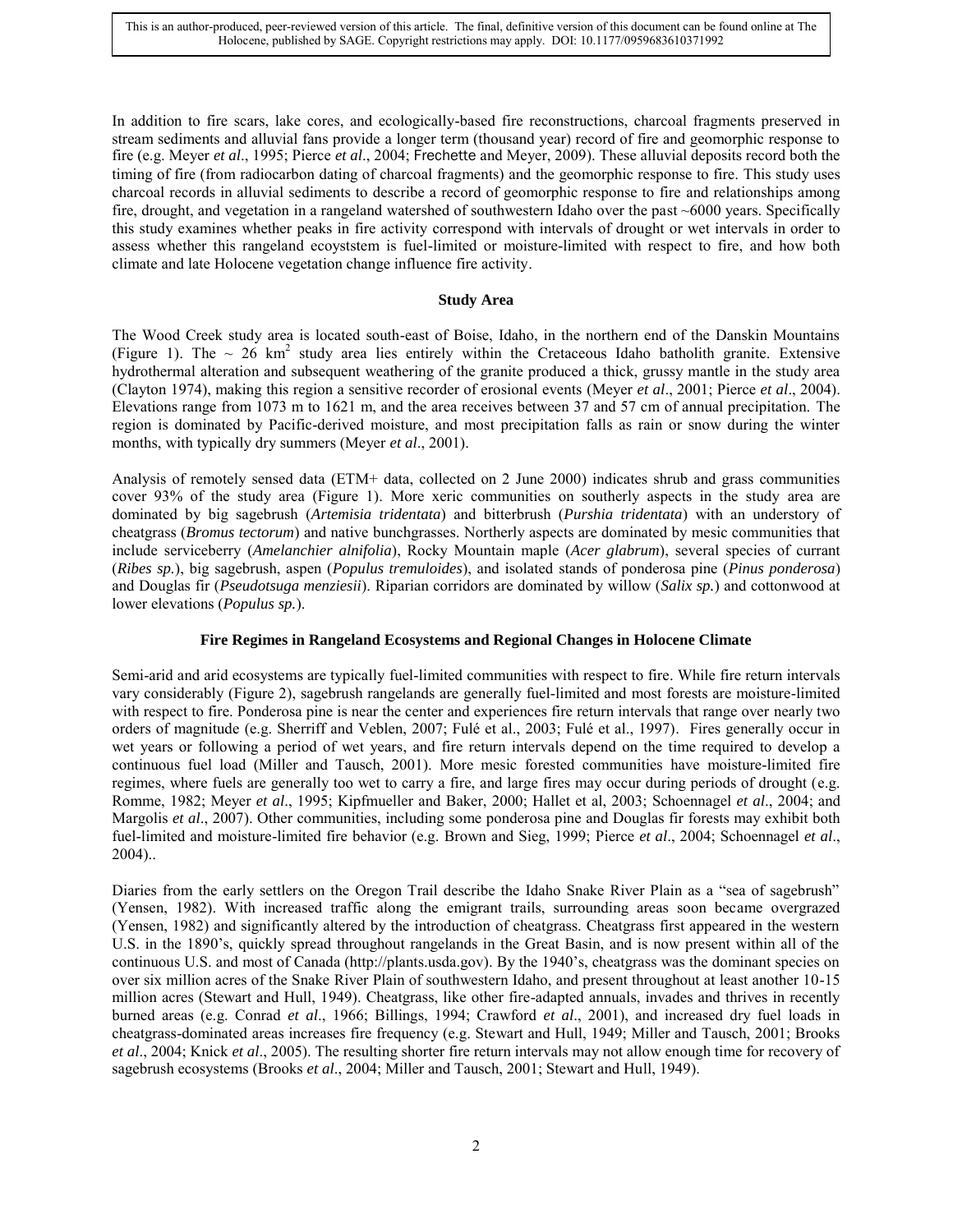In addition to fire scars, lake cores, and ecologically-based fire reconstructions, charcoal fragments preserved in stream sediments and alluvial fans provide a longer term (thousand year) record of fire and geomorphic response to fire (e.g. Meyer *et al*., 1995; Pierce *et al*., 2004; Frechette and Meyer, 2009). These alluvial deposits record both the timing of fire (from radiocarbon dating of charcoal fragments) and the geomorphic response to fire. This study uses charcoal records in alluvial sediments to describe a record of geomorphic response to fire and relationships among fire, drought, and vegetation in a rangeland watershed of southwestern Idaho over the past ~6000 years. Specifically this study examines whether peaks in fire activity correspond with intervals of drought or wet intervals in order to assess whether this rangeland ecoyststem is fuel-limited or moisture-limited with respect to fire, and how both climate and late Holocene vegetation change influence fire activity.

## Study Area

The Wood Creek study area is located south-east of Boise, Idaho, in the northern end of the Danskin Mountains (Figure 1). The ~ 26 km$^2$ study area lies entirely within the Cretaceous Idaho batholith granite. Extensive hydrothermal alteration and subsequent weathering of the granite produced a thick, grussy mantle in the study area (Clayton 1974), making this region a sensitive recorder of erosional events (Meyer *et al*., 2001; Pierce *et al*., 2004). Elevations range from 1073 m to 1621 m, and the area receives between 37 and 57 cm of annual precipitation. The region is dominated by Pacific-derived moisture, and most precipitation falls as rain or snow during the winter months, with typically dry summers (Meyer *et al*., 2001).

Analysis of remotely sensed data (ETM+ data, collected on 2 June 2000) indicates shrub and grass communities cover 93% of the study area (Figure 1). More xeric communities on southerly aspects in the study area are dominated by big sagebrush (*Artemisia tridentata*) and bitterbrush (*Purshia tridentata*) with an understory of cheatgrass (*Bromus tectorum*) and native bunchgrasses. Northerly aspects are dominated by mesic communities that include serviceberry (*Amelanchier alnifolia*), Rocky Mountain maple (*Acer glabrum*), several species of currant (*Ribes sp.*), big sagebrush, aspen (*Populus tremuloides*), and isolated stands of ponderosa pine (*Pinus ponderosa*) and Douglas fir (*Pseudotsuga menziesii*). Riparian corridors are dominated by willow (*Salix sp.*) and cottonwood at lower elevations (*Populus sp.*).

## Fire Regimes in Rangeland Ecosystems and Regional Changes in Holocene Climate

Semi-arid and arid ecosystems are typically fuel-limited communities with respect to fire. While fire return intervals vary considerably (Figure 2), sagebrush rangelands are generally fuel-limited and most forests are moisture-limited with respect to fire. Ponderosa pine is near the center and experiences fire return intervals that range over nearly two orders of magnitude (e.g. Sherriff and Veblen, 2007; Fulé et al., 2003; Fulé et al., 1997). Fires generally occur in wet years or following a period of wet years, and fire return intervals depend on the time required to develop a continuous fuel load (Miller and Tausch, 2001). More mesic forested communities have moisture-limited fire regimes, where fuels are generally too wet to carry a fire, and large fires may occur during periods of drought (e.g. Romme, 1982; Meyer *et al*., 1995; Kipfmueller and Baker, 2000; Hallet et al, 2003; Schoennagel *et al*., 2004; and Margolis *et al*., 2007). Other communities, including some ponderosa pine and Douglas fir forests may exhibit both fuel-limited and moisture-limited fire behavior (e.g. Brown and Sieg, 1999; Pierce *et al*., 2004; Schoennagel *et al*., 2004)..

Diaries from the early settlers on the Oregon Trail describe the Idaho Snake River Plain as a "sea of sagebrush" (Yensen, 1982). With increased traffic along the emigrant trails, surrounding areas soon became overgrazed (Yensen, 1982) and significantly altered by the introduction of cheatgrass. Cheatgrass first appeared in the western U.S. in the 1890's, quickly spread throughout rangelands in the Great Basin, and is now present within all of the continuous U.S. and most of Canada (http://plants.usda.gov). By the 1940's, cheatgrass was the dominant species on over six million acres of the Snake River Plain of southwestern Idaho, and present throughout at least another 10-15 million acres (Stewart and Hull, 1949). Cheatgrass, like other fire-adapted annuals, invades and thrives in recently burned areas (e.g. Conrad *et al*., 1966; Billings, 1994; Crawford *et al*., 2001), and increased dry fuel loads in cheatgrass-dominated areas increases fire frequency (e.g. Stewart and Hull, 1949; Miller and Tausch, 2001; Brooks *et al*., 2004; Knick *et al*., 2005). The resulting shorter fire return intervals may not allow enough time for recovery of sagebrush ecosystems (Brooks *et al*., 2004; Miller and Tausch, 2001; Stewart and Hull, 1949).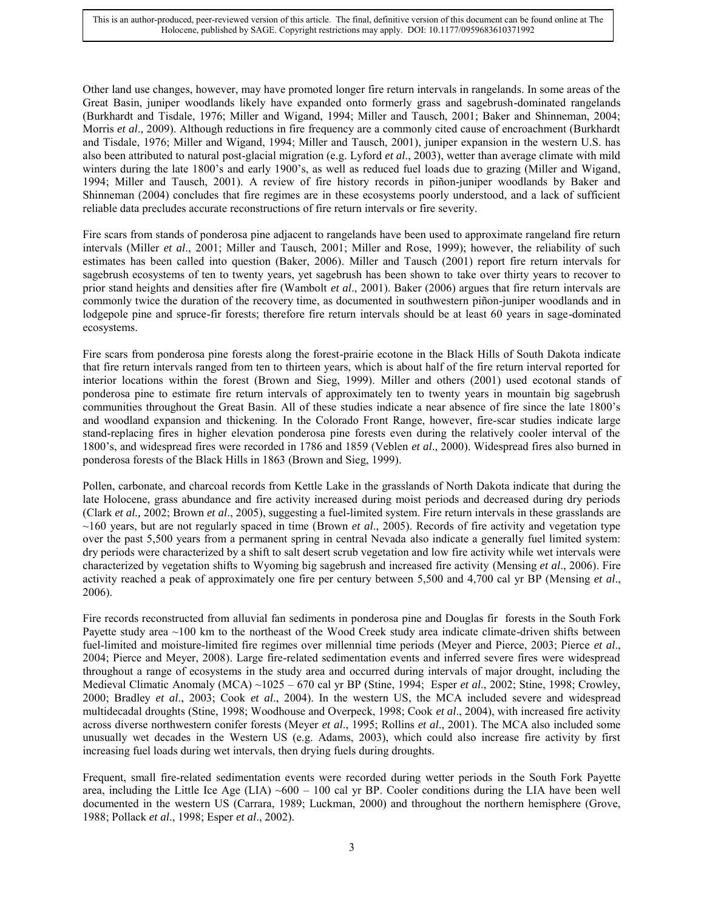Other land use changes, however, may have promoted longer fire return intervals in rangelands. In some areas of the Great Basin, juniper woodlands likely have expanded onto formerly grass and sagebrush-dominated rangelands (Burkhardt and Tisdale, 1976; Miller and Wigand, 1994; Miller and Tausch, 2001; Baker and Shinneman, 2004; Morris *et al*., 2009). Although reductions in fire frequency are a commonly cited cause of encroachment (Burkhardt and Tisdale, 1976; Miller and Wigand, 1994; Miller and Tausch, 2001), juniper expansion in the western U.S. has also been attributed to natural post-glacial migration (e.g. Lyford *et al*., 2003), wetter than average climate with mild winters during the late 1800's and early 1900's, as well as reduced fuel loads due to grazing (Miller and Wigand, 1994; Miller and Tausch, 2001). A review of fire history records in piñon-juniper woodlands by Baker and Shinneman (2004) concludes that fire regimes are in these ecosystems poorly understood, and a lack of sufficient reliable data precludes accurate reconstructions of fire return intervals or fire severity.

Fire scars from stands of ponderosa pine adjacent to rangelands have been used to approximate rangeland fire return intervals (Miller *et al*., 2001; Miller and Tausch, 2001; Miller and Rose, 1999); however, the reliability of such estimates has been called into question (Baker, 2006). Miller and Tausch (2001) report fire return intervals for sagebrush ecosystems of ten to twenty years, yet sagebrush has been shown to take over thirty years to recover to prior stand heights and densities after fire (Wambolt *et al*., 2001). Baker (2006) argues that fire return intervals are commonly twice the duration of the recovery time, as documented in southwestern piñon-juniper woodlands and in lodgepole pine and spruce-fir forests; therefore fire return intervals should be at least 60 years in sage-dominated ecosystems.

Fire scars from ponderosa pine forests along the forest-prairie ecotone in the Black Hills of South Dakota indicate that fire return intervals ranged from ten to thirteen years, which is about half of the fire return interval reported for interior locations within the forest (Brown and Sieg, 1999). Miller and others (2001) used ecotonal stands of ponderosa pine to estimate fire return intervals of approximately ten to twenty years in mountain big sagebrush communities throughout the Great Basin. All of these studies indicate a near absence of fire since the late 1800's and woodland expansion and thickening. In the Colorado Front Range, however, fire-scar studies indicate large stand-replacing fires in higher elevation ponderosa pine forests even during the relatively cooler interval of the 1800's, and widespread fires were recorded in 1786 and 1859 (Veblen *et al*., 2000). Widespread fires also burned in ponderosa forests of the Black Hills in 1863 (Brown and Sieg, 1999).

Pollen, carbonate, and charcoal records from Kettle Lake in the grasslands of North Dakota indicate that during the late Holocene, grass abundance and fire activity increased during moist periods and decreased during dry periods (Clark *et al.,* 2002; Brown *et al*., 2005), suggesting a fuel-limited system. Fire return intervals in these grasslands are ~160 years, but are not regularly spaced in time (Brown *et al*., 2005). Records of fire activity and vegetation type over the past 5,500 years from a permanent spring in central Nevada also indicate a generally fuel limited system: dry periods were characterized by a shift to salt desert scrub vegetation and low fire activity while wet intervals were characterized by vegetation shifts to Wyoming big sagebrush and increased fire activity (Mensing *et al*., 2006). Fire activity reached a peak of approximately one fire per century between 5,500 and 4,700 cal yr BP (Mensing *et al*., 2006).

Fire records reconstructed from alluvial fan sediments in ponderosa pine and Douglas fir forests in the South Fork Payette study area ~100 km to the northeast of the Wood Creek study area indicate climate-driven shifts between fuel-limited and moisture-limited fire regimes over millennial time periods (Meyer and Pierce, 2003; Pierce *et al*., 2004; Pierce and Meyer, 2008). Large fire-related sedimentation events and inferred severe fires were widespread throughout a range of ecosystems in the study area and occurred during intervals of major drought, including the Medieval Climatic Anomaly (MCA) ~1025 – 670 cal yr BP (Stine, 1994; Esper *et al*., 2002; Stine, 1998; Crowley, 2000; Bradley *et al*., 2003; Cook *et al*., 2004). In the western US, the MCA included severe and widespread multidecadal droughts (Stine, 1998; Woodhouse and Overpeck, 1998; Cook *et al*., 2004), with increased fire activity across diverse northwestern conifer forests (Meyer *et al*., 1995; Rollins *et al*., 2001). The MCA also included some unusually wet decades in the Western US (e.g. Adams, 2003), which could also increase fire activity by first increasing fuel loads during wet intervals, then drying fuels during droughts.

Frequent, small fire-related sedimentation events were recorded during wetter periods in the South Fork Payette area, including the Little Ice Age (LIA) ~600 – 100 cal yr BP. Cooler conditions during the LIA have been well documented in the western US (Carrara, 1989; Luckman, 2000) and throughout the northern hemisphere (Grove, 1988; Pollack *et al*., 1998; Esper *et al*., 2002).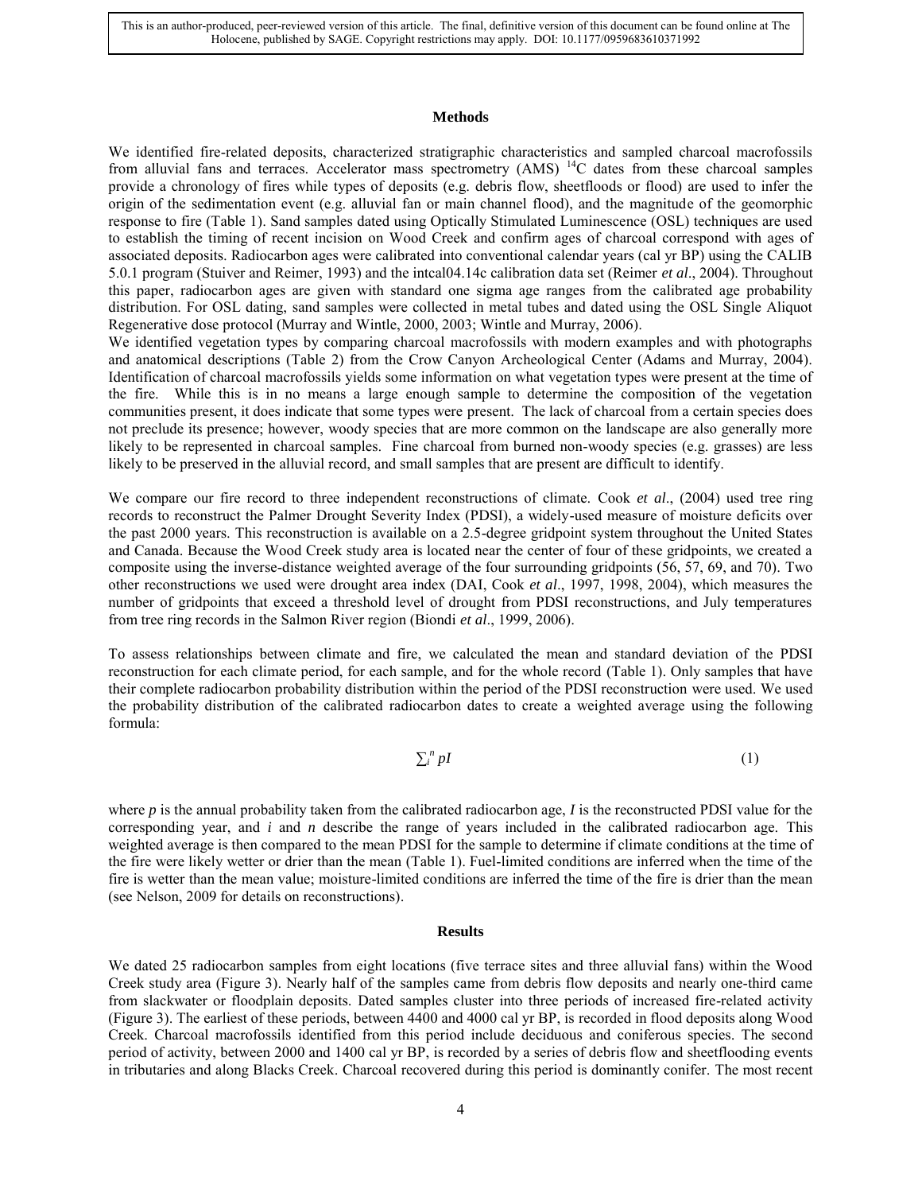## Methods

We identified fire-related deposits, characterized stratigraphic characteristics and sampled charcoal macrofossils from alluvial fans and terraces. Accelerator mass spectrometry (AMS) $^{14}C$ dates from these charcoal samples provide a chronology of fires while types of deposits (e.g. debris flow, sheetfloods or flood) are used to infer the origin of the sedimentation event (e.g. alluvial fan or main channel flood), and the magnitude of the geomorphic response to fire (Table 1). Sand samples dated using Optically Stimulated Luminescence (OSL) techniques are used to establish the timing of recent incision on Wood Creek and confirm ages of charcoal correspond with ages of associated deposits. Radiocarbon ages were calibrated into conventional calendar years (cal yr BP) using the CALIB 5.0.1 program (Stuiver and Reimer, 1993) and the intcal04.14c calibration data set (Reimer *et al*., 2004). Throughout this paper, radiocarbon ages are given with standard one sigma age ranges from the calibrated age probability distribution. For OSL dating, sand samples were collected in metal tubes and dated using the OSL Single Aliquot Regenerative dose protocol (Murray and Wintle, 2000, 2003; Wintle and Murray, 2006).

We identified vegetation types by comparing charcoal macrofossils with modern examples and with photographs and anatomical descriptions (Table 2) from the Crow Canyon Archeological Center (Adams and Murray, 2004). Identification of charcoal macrofossils yields some information on what vegetation types were present at the time of the fire. While this is in no means a large enough sample to determine the composition of the vegetation communities present, it does indicate that some types were present. The lack of charcoal from a certain species does not preclude its presence; however, woody species that are more common on the landscape are also generally more likely to be represented in charcoal samples. Fine charcoal from burned non-woody species (e.g. grasses) are less likely to be preserved in the alluvial record, and small samples that are present are difficult to identify.

We compare our fire record to three independent reconstructions of climate. Cook *et al*., (2004) used tree ring records to reconstruct the Palmer Drought Severity Index (PDSI), a widely-used measure of moisture deficits over the past 2000 years. This reconstruction is available on a 2.5-degree gridpoint system throughout the United States and Canada. Because the Wood Creek study area is located near the center of four of these gridpoints, we created a composite using the inverse-distance weighted average of the four surrounding gridpoints (56, 57, 69, and 70). Two other reconstructions we used were drought area index (DAI, Cook *et al*., 1997, 1998, 2004), which measures the number of gridpoints that exceed a threshold level of drought from PDSI reconstructions, and July temperatures from tree ring records in the Salmon River region (Biondi *et al*., 1999, 2006).

To assess relationships between climate and fire, we calculated the mean and standard deviation of the PDSI reconstruction for each climate period, for each sample, and for the whole record (Table 1). Only samples that have their complete radiocarbon probability distribution within the period of the PDSI reconstruction were used. We used the probability distribution of the calibrated radiocarbon dates to create a weighted average using the following formula:

$$\sum_i^n pI \qquad (1)$$

where $p$ is the annual probability taken from the calibrated radiocarbon age, $I$ is the reconstructed PDSI value for the corresponding year, and $i$ and $n$ describe the range of years included in the calibrated radiocarbon age. This weighted average is then compared to the mean PDSI for the sample to determine if climate conditions at the time of the fire were likely wetter or drier than the mean (Table 1). Fuel-limited conditions are inferred when the time of the fire is wetter than the mean value; moisture-limited conditions are inferred the time of the fire is drier than the mean (see Nelson, 2009 for details on reconstructions).

## Results

We dated 25 radiocarbon samples from eight locations (five terrace sites and three alluvial fans) within the Wood Creek study area (Figure 3). Nearly half of the samples came from debris flow deposits and nearly one-third came from slackwater or floodplain deposits. Dated samples cluster into three periods of increased fire-related activity (Figure 3). The earliest of these periods, between 4400 and 4000 cal yr BP, is recorded in flood deposits along Wood Creek. Charcoal macrofossils identified from this period include deciduous and coniferous species. The second period of activity, between 2000 and 1400 cal yr BP, is recorded by a series of debris flow and sheetflooding events in tributaries and along Blacks Creek. Charcoal recovered during this period is dominantly conifer. The most recent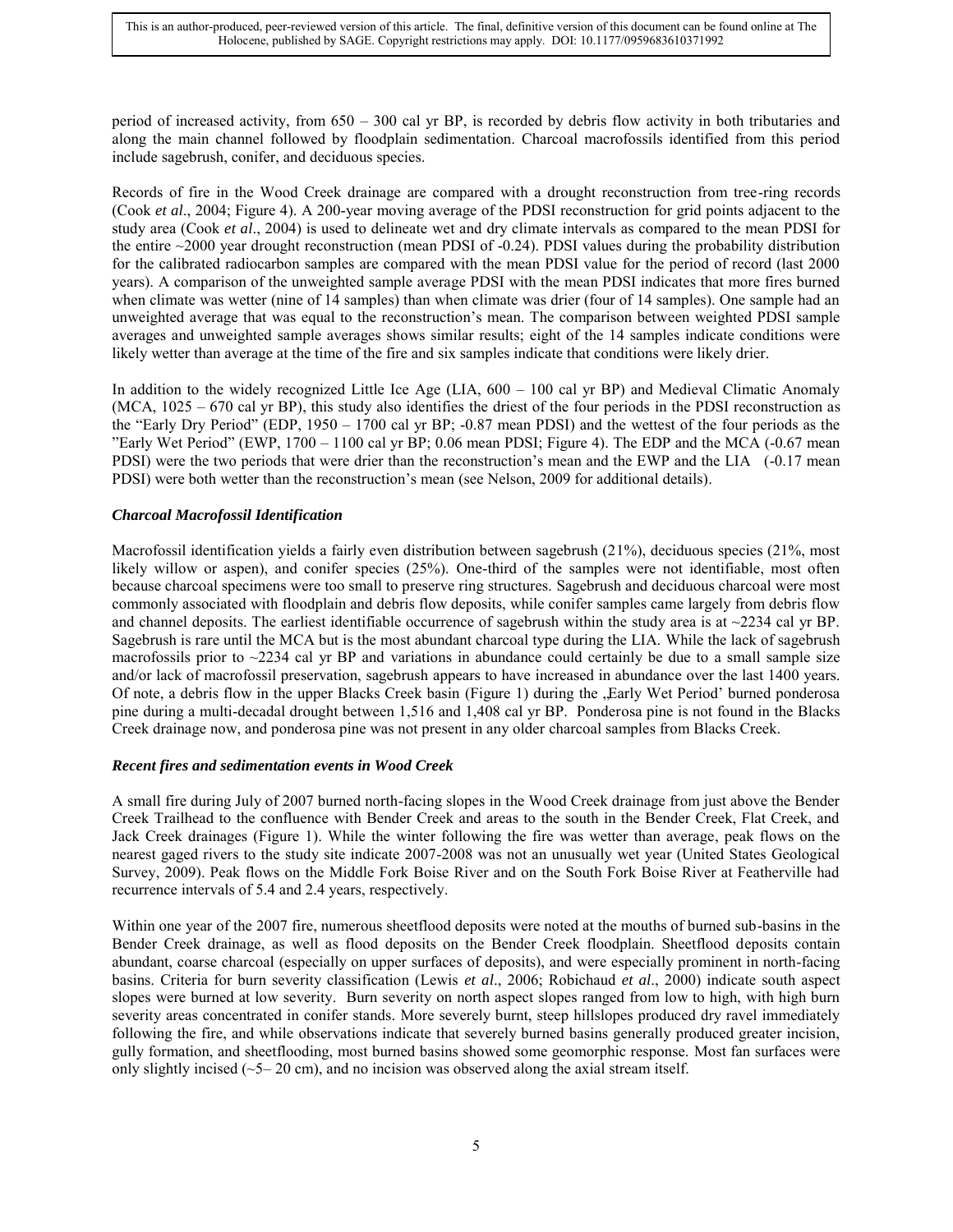period of increased activity, from 650 – 300 cal yr BP, is recorded by debris flow activity in both tributaries and along the main channel followed by floodplain sedimentation. Charcoal macrofossils identified from this period include sagebrush, conifer, and deciduous species.

Records of fire in the Wood Creek drainage are compared with a drought reconstruction from tree-ring records (Cook *et al*., 2004; Figure 4). A 200-year moving average of the PDSI reconstruction for grid points adjacent to the study area (Cook *et al*., 2004) is used to delineate wet and dry climate intervals as compared to the mean PDSI for the entire ~2000 year drought reconstruction (mean PDSI of -0.24). PDSI values during the probability distribution for the calibrated radiocarbon samples are compared with the mean PDSI value for the period of record (last 2000 years). A comparison of the unweighted sample average PDSI with the mean PDSI indicates that more fires burned when climate was wetter (nine of 14 samples) than when climate was drier (four of 14 samples). One sample had an unweighted average that was equal to the reconstruction's mean. The comparison between weighted PDSI sample averages and unweighted sample averages shows similar results; eight of the 14 samples indicate conditions were likely wetter than average at the time of the fire and six samples indicate that conditions were likely drier.

In addition to the widely recognized Little Ice Age (LIA, 600 – 100 cal yr BP) and Medieval Climatic Anomaly (MCA, 1025 – 670 cal yr BP), this study also identifies the driest of the four periods in the PDSI reconstruction as the "Early Dry Period" (EDP, 1950 – 1700 cal yr BP; -0.87 mean PDSI) and the wettest of the four periods as the "Early Wet Period" (EWP, 1700 – 1100 cal yr BP; 0.06 mean PDSI; Figure 4). The EDP and the MCA (-0.67 mean PDSI) were the two periods that were drier than the reconstruction's mean and the EWP and the LIA (-0.17 mean PDSI) were both wetter than the reconstruction's mean (see Nelson, 2009 for additional details).

### *Charcoal Macrofossil Identification*

Macrofossil identification yields a fairly even distribution between sagebrush (21%), deciduous species (21%, most likely willow or aspen), and conifer species (25%). One-third of the samples were not identifiable, most often because charcoal specimens were too small to preserve ring structures. Sagebrush and deciduous charcoal were most commonly associated with floodplain and debris flow deposits, while conifer samples came largely from debris flow and channel deposits. The earliest identifiable occurrence of sagebrush within the study area is at ~2234 cal yr BP. Sagebrush is rare until the MCA but is the most abundant charcoal type during the LIA. While the lack of sagebrush macrofossils prior to ~2234 cal yr BP and variations in abundance could certainly be due to a small sample size and/or lack of macrofossil preservation, sagebrush appears to have increased in abundance over the last 1400 years. Of note, a debris flow in the upper Blacks Creek basin (Figure 1) during the ‚Early Wet Period' burned ponderosa pine during a multi-decadal drought between 1,516 and 1,408 cal yr BP. Ponderosa pine is not found in the Blacks Creek drainage now, and ponderosa pine was not present in any older charcoal samples from Blacks Creek.

### *Recent fires and sedimentation events in Wood Creek*

A small fire during July of 2007 burned north-facing slopes in the Wood Creek drainage from just above the Bender Creek Trailhead to the confluence with Bender Creek and areas to the south in the Bender Creek, Flat Creek, and Jack Creek drainages (Figure 1). While the winter following the fire was wetter than average, peak flows on the nearest gaged rivers to the study site indicate 2007-2008 was not an unusually wet year (United States Geological Survey, 2009). Peak flows on the Middle Fork Boise River and on the South Fork Boise River at Featherville had recurrence intervals of 5.4 and 2.4 years, respectively.

Within one year of the 2007 fire, numerous sheetflood deposits were noted at the mouths of burned sub-basins in the Bender Creek drainage, as well as flood deposits on the Bender Creek floodplain. Sheetflood deposits contain abundant, coarse charcoal (especially on upper surfaces of deposits), and were especially prominent in north-facing basins. Criteria for burn severity classification (Lewis *et al*., 2006; Robichaud *et al*., 2000) indicate south aspect slopes were burned at low severity. Burn severity on north aspect slopes ranged from low to high, with high burn severity areas concentrated in conifer stands. More severely burnt, steep hillslopes produced dry ravel immediately following the fire, and while observations indicate that severely burned basins generally produced greater incision, gully formation, and sheetflooding, most burned basins showed some geomorphic response. Most fan surfaces were only slightly incised (~5– 20 cm), and no incision was observed along the axial stream itself.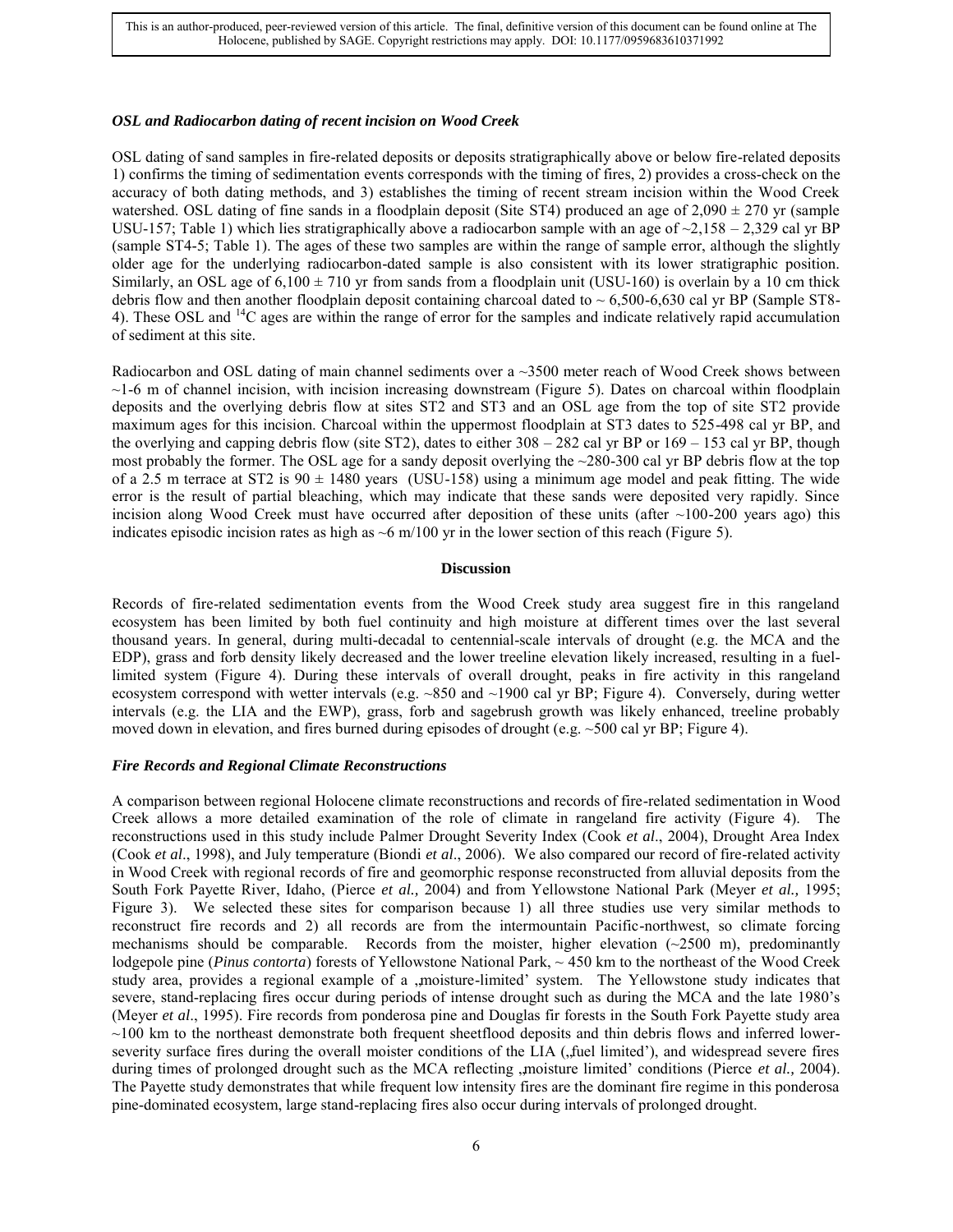### *OSL and Radiocarbon dating of recent incision on Wood Creek*

OSL dating of sand samples in fire-related deposits or deposits stratigraphically above or below fire-related deposits 1) confirms the timing of sedimentation events corresponds with the timing of fires, 2) provides a cross-check on the accuracy of both dating methods, and 3) establishes the timing of recent stream incision within the Wood Creek watershed. OSL dating of fine sands in a floodplain deposit (Site ST4) produced an age of 2,090 ± 270 yr (sample USU-157; Table 1) which lies stratigraphically above a radiocarbon sample with an age of ~2,158 – 2,329 cal yr BP (sample ST4-5; Table 1). The ages of these two samples are within the range of sample error, although the slightly older age for the underlying radiocarbon-dated sample is also consistent with its lower stratigraphic position. Similarly, an OSL age of 6,100 ± 710 yr from sands from a floodplain unit (USU-160) is overlain by a 10 cm thick debris flow and then another floodplain deposit containing charcoal dated to ~ 6,500-6,630 cal yr BP (Sample ST8-4). These OSL and $^{14}C$ ages are within the range of error for the samples and indicate relatively rapid accumulation of sediment at this site.

Radiocarbon and OSL dating of main channel sediments over a ~3500 meter reach of Wood Creek shows between ~1-6 m of channel incision, with incision increasing downstream (Figure 5). Dates on charcoal within floodplain deposits and the overlying debris flow at sites ST2 and ST3 and an OSL age from the top of site ST2 provide maximum ages for this incision. Charcoal within the uppermost floodplain at ST3 dates to 525-498 cal yr BP, and the overlying and capping debris flow (site ST2), dates to either 308 – 282 cal yr BP or 169 – 153 cal yr BP, though most probably the former. The OSL age for a sandy deposit overlying the ~280-300 cal yr BP debris flow at the top of a 2.5 m terrace at ST2 is 90 ± 1480 years (USU-158) using a minimum age model and peak fitting. The wide error is the result of partial bleaching, which may indicate that these sands were deposited very rapidly. Since incision along Wood Creek must have occurred after deposition of these units (after ~100-200 years ago) this indicates episodic incision rates as high as ~6 m/100 yr in the lower section of this reach (Figure 5).

## Discussion

Records of fire-related sedimentation events from the Wood Creek study area suggest fire in this rangeland ecosystem has been limited by both fuel continuity and high moisture at different times over the last several thousand years. In general, during multi-decadal to centennial-scale intervals of drought (e.g. the MCA and the EDP), grass and forb density likely decreased and the lower treeline elevation likely increased, resulting in a fuel-limited system (Figure 4). During these intervals of overall drought, peaks in fire activity in this rangeland ecosystem correspond with wetter intervals (e.g. ~850 and ~1900 cal yr BP; Figure 4). Conversely, during wetter intervals (e.g. the LIA and the EWP), grass, forb and sagebrush growth was likely enhanced, treeline probably moved down in elevation, and fires burned during episodes of drought (e.g. ~500 cal yr BP; Figure 4).

### *Fire Records and Regional Climate Reconstructions*

A comparison between regional Holocene climate reconstructions and records of fire-related sedimentation in Wood Creek allows a more detailed examination of the role of climate in rangeland fire activity (Figure 4). The reconstructions used in this study include Palmer Drought Severity Index (Cook *et al*., 2004), Drought Area Index (Cook *et al*., 1998), and July temperature (Biondi *et al*., 2006). We also compared our record of fire-related activity in Wood Creek with regional records of fire and geomorphic response reconstructed from alluvial deposits from the South Fork Payette River, Idaho, (Pierce *et al.,* 2004) and from Yellowstone National Park (Meyer *et al.,* 1995; Figure 3). We selected these sites for comparison because 1) all three studies use very similar methods to reconstruct fire records and 2) all records are from the intermountain Pacific-northwest, so climate forcing mechanisms should be comparable. Records from the moister, higher elevation (~2500 m), predominantly lodgepole pine (*Pinus contorta*) forests of Yellowstone National Park, ~ 450 km to the northeast of the Wood Creek study area, provides a regional example of a „moisture-limited' system. The Yellowstone study indicates that severe, stand-replacing fires occur during periods of intense drought such as during the MCA and the late 1980's (Meyer *et al*., 1995). Fire records from ponderosa pine and Douglas fir forests in the South Fork Payette study area ~100 km to the northeast demonstrate both frequent sheetflood deposits and thin debris flows and inferred lower-severity surface fires during the overall moister conditions of the LIA („fuel limited'), and widespread severe fires during times of prolonged drought such as the MCA reflecting „moisture limited' conditions (Pierce *et al.,* 2004). The Payette study demonstrates that while frequent low intensity fires are the dominant fire regime in this ponderosa pine-dominated ecosystem, large stand-replacing fires also occur during intervals of prolonged drought.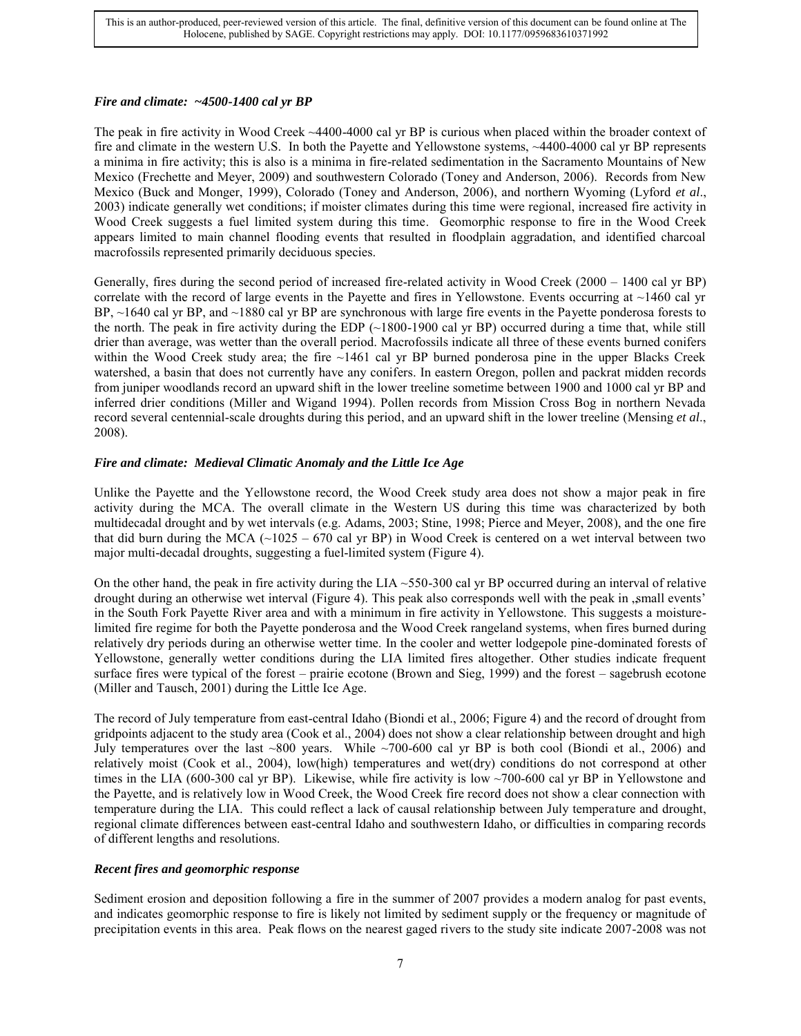### *Fire and climate: ~4500-1400 cal yr BP*

The peak in fire activity in Wood Creek ~4400-4000 cal yr BP is curious when placed within the broader context of fire and climate in the western U.S. In both the Payette and Yellowstone systems, ~4400-4000 cal yr BP represents a minima in fire activity; this is also is a minima in fire-related sedimentation in the Sacramento Mountains of New Mexico (Frechette and Meyer, 2009) and southwestern Colorado (Toney and Anderson, 2006). Records from New Mexico (Buck and Monger, 1999), Colorado (Toney and Anderson, 2006), and northern Wyoming (Lyford *et al*., 2003) indicate generally wet conditions; if moister climates during this time were regional, increased fire activity in Wood Creek suggests a fuel limited system during this time. Geomorphic response to fire in the Wood Creek appears limited to main channel flooding events that resulted in floodplain aggradation, and identified charcoal macrofossils represented primarily deciduous species.

Generally, fires during the second period of increased fire-related activity in Wood Creek (2000 – 1400 cal yr BP) correlate with the record of large events in the Payette and fires in Yellowstone. Events occurring at ~1460 cal yr BP, ~1640 cal yr BP, and ~1880 cal yr BP are synchronous with large fire events in the Payette ponderosa forests to the north. The peak in fire activity during the EDP (~1800-1900 cal yr BP) occurred during a time that, while still drier than average, was wetter than the overall period. Macrofossils indicate all three of these events burned conifers within the Wood Creek study area; the fire ~1461 cal yr BP burned ponderosa pine in the upper Blacks Creek watershed, a basin that does not currently have any conifers. In eastern Oregon, pollen and packrat midden records from juniper woodlands record an upward shift in the lower treeline sometime between 1900 and 1000 cal yr BP and inferred drier conditions (Miller and Wigand 1994). Pollen records from Mission Cross Bog in northern Nevada record several centennial-scale droughts during this period, and an upward shift in the lower treeline (Mensing *et al*., 2008).

### *Fire and climate: Medieval Climatic Anomaly and the Little Ice Age*

Unlike the Payette and the Yellowstone record, the Wood Creek study area does not show a major peak in fire activity during the MCA. The overall climate in the Western US during this time was characterized by both multidecadal drought and by wet intervals (e.g. Adams, 2003; Stine, 1998; Pierce and Meyer, 2008), and the one fire that did burn during the MCA (~1025 – 670 cal yr BP) in Wood Creek is centered on a wet interval between two major multi-decadal droughts, suggesting a fuel-limited system (Figure 4).

On the other hand, the peak in fire activity during the LIA ~550-300 cal yr BP occurred during an interval of relative drought during an otherwise wet interval (Figure 4). This peak also corresponds well with the peak in „small events' in the South Fork Payette River area and with a minimum in fire activity in Yellowstone. This suggests a moisture-limited fire regime for both the Payette ponderosa and the Wood Creek rangeland systems, when fires burned during relatively dry periods during an otherwise wetter time. In the cooler and wetter lodgepole pine-dominated forests of Yellowstone, generally wetter conditions during the LIA limited fires altogether. Other studies indicate frequent surface fires were typical of the forest – prairie ecotone (Brown and Sieg, 1999) and the forest – sagebrush ecotone (Miller and Tausch, 2001) during the Little Ice Age.

The record of July temperature from east-central Idaho (Biondi et al., 2006; Figure 4) and the record of drought from gridpoints adjacent to the study area (Cook et al., 2004) does not show a clear relationship between drought and high July temperatures over the last ~800 years. While ~700-600 cal yr BP is both cool (Biondi et al., 2006) and relatively moist (Cook et al., 2004), low(high) temperatures and wet(dry) conditions do not correspond at other times in the LIA (600-300 cal yr BP). Likewise, while fire activity is low ~700-600 cal yr BP in Yellowstone and the Payette, and is relatively low in Wood Creek, the Wood Creek fire record does not show a clear connection with temperature during the LIA. This could reflect a lack of causal relationship between July temperature and drought, regional climate differences between east-central Idaho and southwestern Idaho, or difficulties in comparing records of different lengths and resolutions.

### *Recent fires and geomorphic response*

Sediment erosion and deposition following a fire in the summer of 2007 provides a modern analog for past events, and indicates geomorphic response to fire is likely not limited by sediment supply or the frequency or magnitude of precipitation events in this area. Peak flows on the nearest gaged rivers to the study site indicate 2007-2008 was not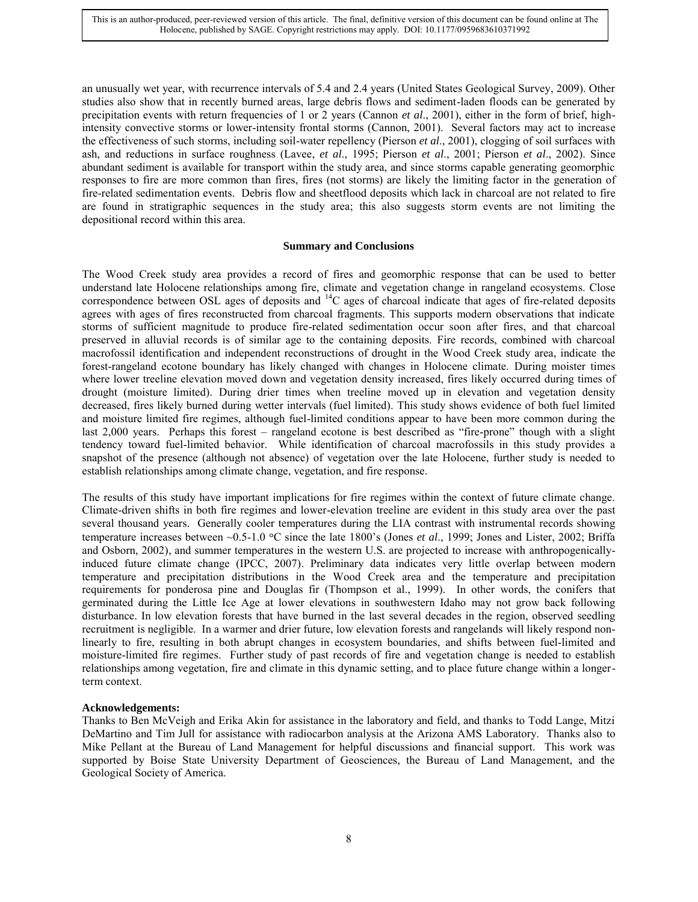an unusually wet year, with recurrence intervals of 5.4 and 2.4 years (United States Geological Survey, 2009). Other studies also show that in recently burned areas, large debris flows and sediment-laden floods can be generated by precipitation events with return frequencies of 1 or 2 years (Cannon *et al*., 2001), either in the form of brief, high-intensity convective storms or lower-intensity frontal storms (Cannon, 2001). Several factors may act to increase the effectiveness of such storms, including soil-water repellency (Pierson *et al*., 2001), clogging of soil surfaces with ash, and reductions in surface roughness (Lavee, *et al*., 1995; Pierson *et al*., 2001; Pierson *et al*., 2002). Since abundant sediment is available for transport within the study area, and since storms capable generating geomorphic responses to fire are more common than fires, fires (not storms) are likely the limiting factor in the generation of fire-related sedimentation events. Debris flow and sheetflood deposits which lack in charcoal are not related to fire are found in stratigraphic sequences in the study area; this also suggests storm events are not limiting the depositional record within this area.

## Summary and Conclusions

The Wood Creek study area provides a record of fires and geomorphic response that can be used to better understand late Holocene relationships among fire, climate and vegetation change in rangeland ecosystems. Close correspondence between OSL ages of deposits and $^{14}C$ ages of charcoal indicate that ages of fire-related deposits agrees with ages of fires reconstructed from charcoal fragments. This supports modern observations that indicate storms of sufficient magnitude to produce fire-related sedimentation occur soon after fires, and that charcoal preserved in alluvial records is of similar age to the containing deposits. Fire records, combined with charcoal macrofossil identification and independent reconstructions of drought in the Wood Creek study area, indicate the forest-rangeland ecotone boundary has likely changed with changes in Holocene climate. During moister times where lower treeline elevation moved down and vegetation density increased, fires likely occurred during times of drought (moisture limited). During drier times when treeline moved up in elevation and vegetation density decreased, fires likely burned during wetter intervals (fuel limited). This study shows evidence of both fuel limited and moisture limited fire regimes, although fuel-limited conditions appear to have been more common during the last 2,000 years. Perhaps this forest – rangeland ecotone is best described as "fire-prone" though with a slight tendency toward fuel-limited behavior. While identification of charcoal macrofossils in this study provides a snapshot of the presence (although not absence) of vegetation over the late Holocene, further study is needed to establish relationships among climate change, vegetation, and fire response.

The results of this study have important implications for fire regimes within the context of future climate change. Climate-driven shifts in both fire regimes and lower-elevation treeline are evident in this study area over the past several thousand years. Generally cooler temperatures during the LIA contrast with instrumental records showing temperature increases between ~0.5-1.0 °C since the late 1800's (Jones *et al*., 1999; Jones and Lister, 2002; Briffa and Osborn, 2002), and summer temperatures in the western U.S. are projected to increase with anthropogenically-induced future climate change (IPCC, 2007). Preliminary data indicates very little overlap between modern temperature and precipitation distributions in the Wood Creek area and the temperature and precipitation requirements for ponderosa pine and Douglas fir (Thompson et al., 1999). In other words, the conifers that germinated during the Little Ice Age at lower elevations in southwestern Idaho may not grow back following disturbance. In low elevation forests that have burned in the last several decades in the region, observed seedling recruitment is negligible. In a warmer and drier future, low elevation forests and rangelands will likely respond non-linearly to fire, resulting in both abrupt changes in ecosystem boundaries, and shifts between fuel-limited and moisture-limited fire regimes. Further study of past records of fire and vegetation change is needed to establish relationships among vegetation, fire and climate in this dynamic setting, and to place future change within a longer-term context.

**Acknowledgements:**

Thanks to Ben McVeigh and Erika Akin for assistance in the laboratory and field, and thanks to Todd Lange, Mitzi DeMartino and Tim Jull for assistance with radiocarbon analysis at the Arizona AMS Laboratory. Thanks also to Mike Pellant at the Bureau of Land Management for helpful discussions and financial support. This work was supported by Boise State University Department of Geosciences, the Bureau of Land Management, and the Geological Society of America.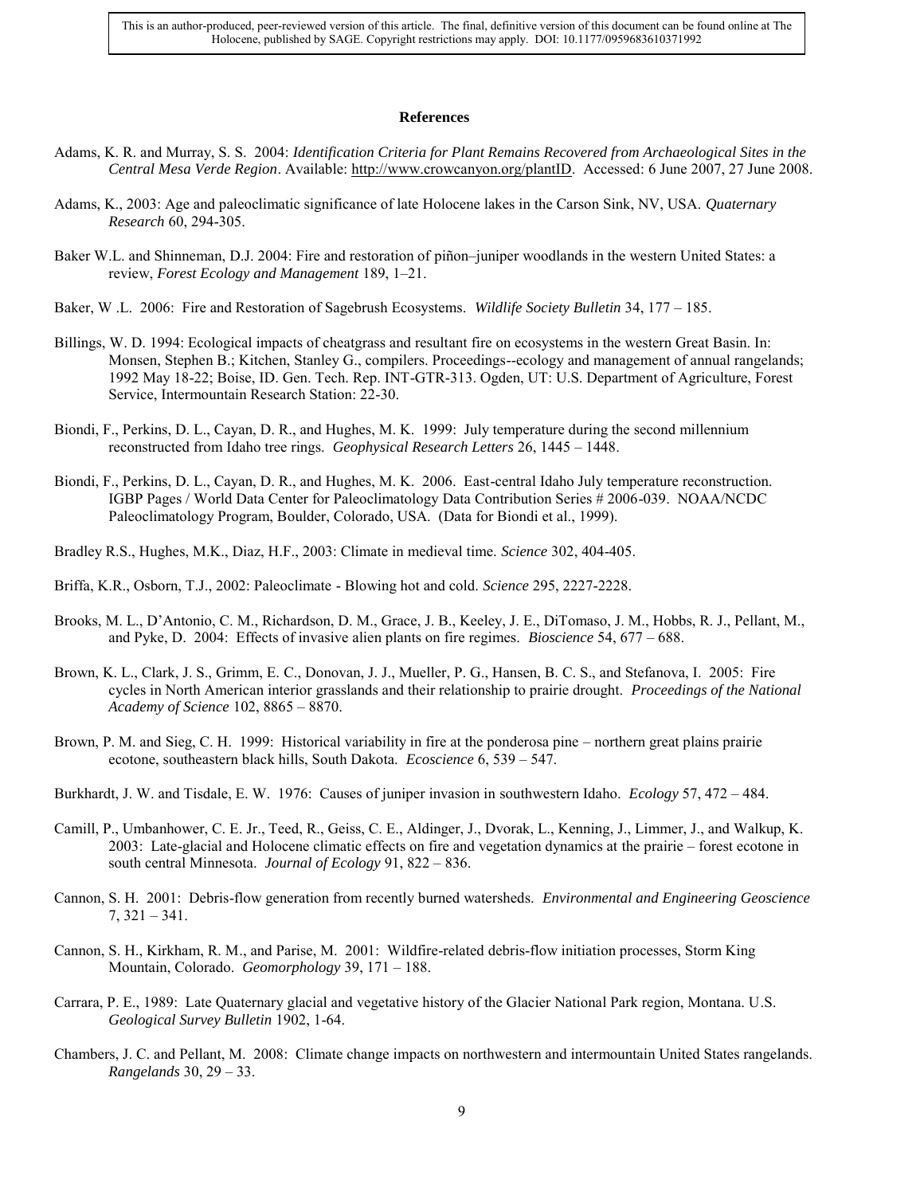## References

Adams, K. R. and Murray, S. S. 2004: *Identification Criteria for Plant Remains Recovered from Archaeological Sites in the Central Mesa Verde Region*. Available: http://www.crowcanyon.org/plantID. Accessed: 6 June 2007, 27 June 2008.

Adams, K., 2003: Age and paleoclimatic significance of late Holocene lakes in the Carson Sink, NV, USA. *Quaternary Research* 60, 294-305.

Baker W.L. and Shinneman, D.J. 2004: Fire and restoration of piñon–juniper woodlands in the western United States: a review, *Forest Ecology and Management* 189, 1–21.

Baker, W .L. 2006: Fire and Restoration of Sagebrush Ecosystems. *Wildlife Society Bulletin* 34, 177 – 185.

Billings, W. D. 1994: Ecological impacts of cheatgrass and resultant fire on ecosystems in the western Great Basin. In: Monsen, Stephen B.; Kitchen, Stanley G., compilers. Proceedings--ecology and management of annual rangelands; 1992 May 18-22; Boise, ID. Gen. Tech. Rep. INT-GTR-313. Ogden, UT: U.S. Department of Agriculture, Forest Service, Intermountain Research Station: 22-30.

Biondi, F., Perkins, D. L., Cayan, D. R., and Hughes, M. K. 1999: July temperature during the second millennium reconstructed from Idaho tree rings. *Geophysical Research Letters* 26, 1445 – 1448.

Biondi, F., Perkins, D. L., Cayan, D. R., and Hughes, M. K. 2006. East-central Idaho July temperature reconstruction. IGBP Pages / World Data Center for Paleoclimatology Data Contribution Series # 2006-039. NOAA/NCDC Paleoclimatology Program, Boulder, Colorado, USA. (Data for Biondi et al., 1999).

Bradley R.S., Hughes, M.K., Diaz, H.F., 2003: Climate in medieval time. *Science* 302, 404-405.

Briffa, K.R., Osborn, T.J., 2002: Paleoclimate - Blowing hot and cold. *Science* 295, 2227-2228.

Brooks, M. L., D'Antonio, C. M., Richardson, D. M., Grace, J. B., Keeley, J. E., DiTomaso, J. M., Hobbs, R. J., Pellant, M., and Pyke, D. 2004: Effects of invasive alien plants on fire regimes. *Bioscience* 54, 677 – 688.

Brown, K. L., Clark, J. S., Grimm, E. C., Donovan, J. J., Mueller, P. G., Hansen, B. C. S., and Stefanova, I. 2005: Fire cycles in North American interior grasslands and their relationship to prairie drought. *Proceedings of the National Academy of Science* 102, 8865 – 8870.

Brown, P. M. and Sieg, C. H. 1999: Historical variability in fire at the ponderosa pine – northern great plains prairie ecotone, southeastern black hills, South Dakota. *Ecoscience* 6, 539 – 547.

Burkhardt, J. W. and Tisdale, E. W. 1976: Causes of juniper invasion in southwestern Idaho. *Ecology* 57, 472 – 484.

Camill, P., Umbanhower, C. E. Jr., Teed, R., Geiss, C. E., Aldinger, J., Dvorak, L., Kenning, J., Limmer, J., and Walkup, K. 2003: Late-glacial and Holocene climatic effects on fire and vegetation dynamics at the prairie – forest ecotone in south central Minnesota. *Journal of Ecology* 91, 822 – 836.

Cannon, S. H. 2001: Debris-flow generation from recently burned watersheds. *Environmental and Engineering Geoscience* 7, 321 – 341.

Cannon, S. H., Kirkham, R. M., and Parise, M. 2001: Wildfire-related debris-flow initiation processes, Storm King Mountain, Colorado. *Geomorphology* 39, 171 – 188.

Carrara, P. E., 1989: Late Quaternary glacial and vegetative history of the Glacier National Park region, Montana. U.S. *Geological Survey Bulletin* 1902, 1-64.

Chambers, J. C. and Pellant, M. 2008: Climate change impacts on northwestern and intermountain United States rangelands. *Rangelands* 30, 29 – 33.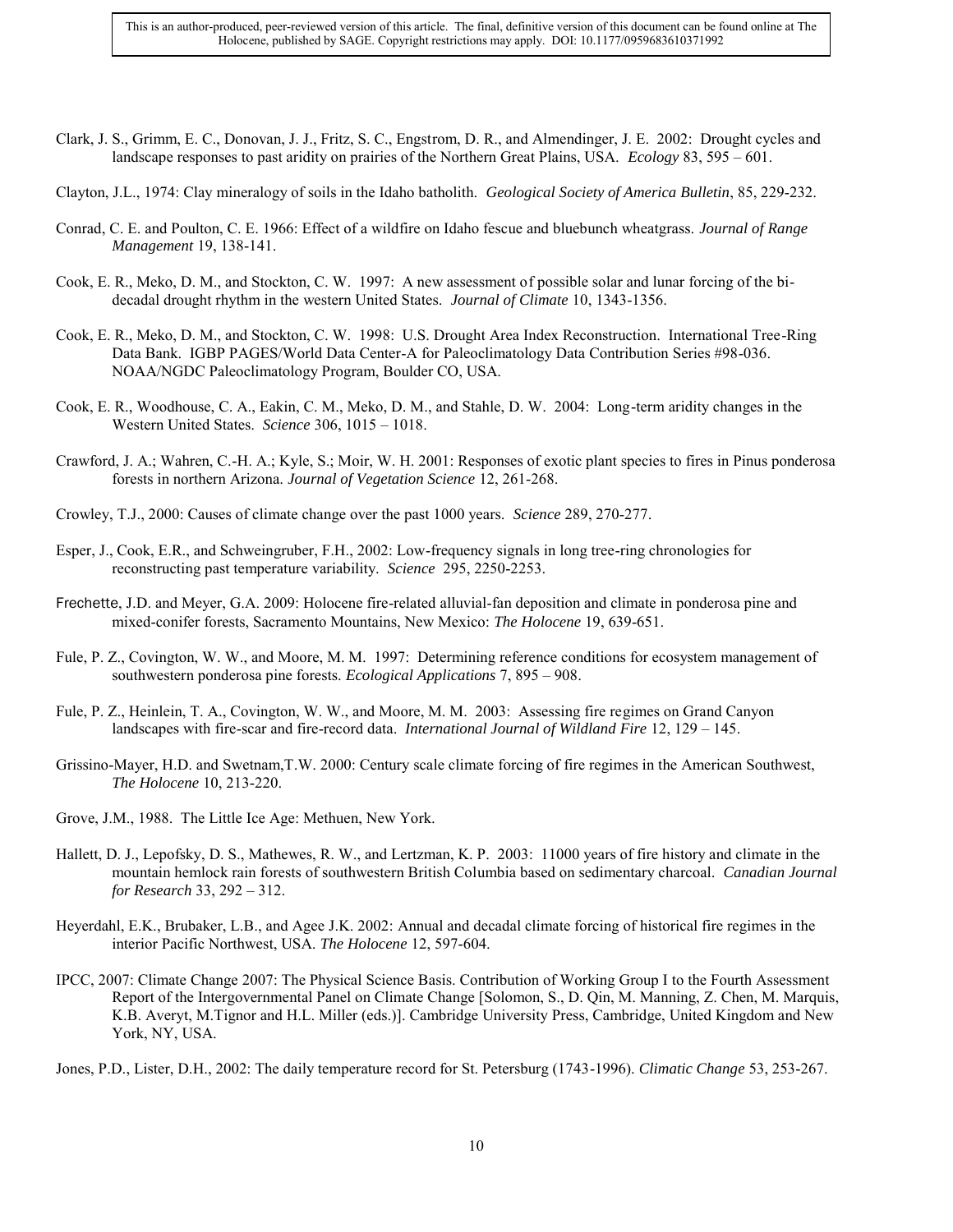Clark, J. S., Grimm, E. C., Donovan, J. J., Fritz, S. C., Engstrom, D. R., and Almendinger, J. E. 2002: Drought cycles and landscape responses to past aridity on prairies of the Northern Great Plains, USA. *Ecology* 83, 595 – 601.

Clayton, J.L., 1974: Clay mineralogy of soils in the Idaho batholith. *Geological Society of America Bulletin*, 85, 229-232.

Conrad, C. E. and Poulton, C. E. 1966: Effect of a wildfire on Idaho fescue and bluebunch wheatgrass. *Journal of Range Management* 19, 138-141.

Cook, E. R., Meko, D. M., and Stockton, C. W. 1997: A new assessment of possible solar and lunar forcing of the bi-decadal drought rhythm in the western United States. *Journal of Climate* 10, 1343-1356.

Cook, E. R., Meko, D. M., and Stockton, C. W. 1998: U.S. Drought Area Index Reconstruction. International Tree-Ring Data Bank. IGBP PAGES/World Data Center-A for Paleoclimatology Data Contribution Series #98-036. NOAA/NGDC Paleoclimatology Program, Boulder CO, USA.

Cook, E. R., Woodhouse, C. A., Eakin, C. M., Meko, D. M., and Stahle, D. W. 2004: Long-term aridity changes in the Western United States. *Science* 306, 1015 – 1018.

Crawford, J. A.; Wahren, C.-H. A.; Kyle, S.; Moir, W. H. 2001: Responses of exotic plant species to fires in Pinus ponderosa forests in northern Arizona. *Journal of Vegetation Science* 12, 261-268.

Crowley, T.J., 2000: Causes of climate change over the past 1000 years. *Science* 289, 270-277.

Esper, J., Cook, E.R., and Schweingruber, F.H., 2002: Low-frequency signals in long tree-ring chronologies for reconstructing past temperature variability. *Science* 295, 2250-2253.

Frechette, J.D. and Meyer, G.A. 2009: Holocene fire-related alluvial-fan deposition and climate in ponderosa pine and mixed-conifer forests, Sacramento Mountains, New Mexico: *The Holocene* 19, 639-651.

Fule, P. Z., Covington, W. W., and Moore, M. M. 1997: Determining reference conditions for ecosystem management of southwestern ponderosa pine forests. *Ecological Applications* 7, 895 – 908.

Fule, P. Z., Heinlein, T. A., Covington, W. W., and Moore, M. M. 2003: Assessing fire regimes on Grand Canyon landscapes with fire-scar and fire-record data. *International Journal of Wildland Fire* 12, 129 – 145.

Grissino-Mayer, H.D. and Swetnam,T.W. 2000: Century scale climate forcing of fire regimes in the American Southwest, *The Holocene* 10, 213-220.

Grove, J.M., 1988. The Little Ice Age: Methuen, New York.

Hallett, D. J., Lepofsky, D. S., Mathewes, R. W., and Lertzman, K. P. 2003: 11000 years of fire history and climate in the mountain hemlock rain forests of southwestern British Columbia based on sedimentary charcoal. *Canadian Journal for Research* 33, 292 – 312.

Heyerdahl, E.K., Brubaker, L.B., and Agee J.K. 2002: Annual and decadal climate forcing of historical fire regimes in the interior Pacific Northwest, USA. *The Holocene* 12, 597-604.

IPCC, 2007: Climate Change 2007: The Physical Science Basis. Contribution of Working Group I to the Fourth Assessment Report of the Intergovernmental Panel on Climate Change [Solomon, S., D. Qin, M. Manning, Z. Chen, M. Marquis, K.B. Averyt, M.Tignor and H.L. Miller (eds.)]. Cambridge University Press, Cambridge, United Kingdom and New York, NY, USA.

Jones, P.D., Lister, D.H., 2002: The daily temperature record for St. Petersburg (1743-1996). *Climatic Change* 53, 253-267.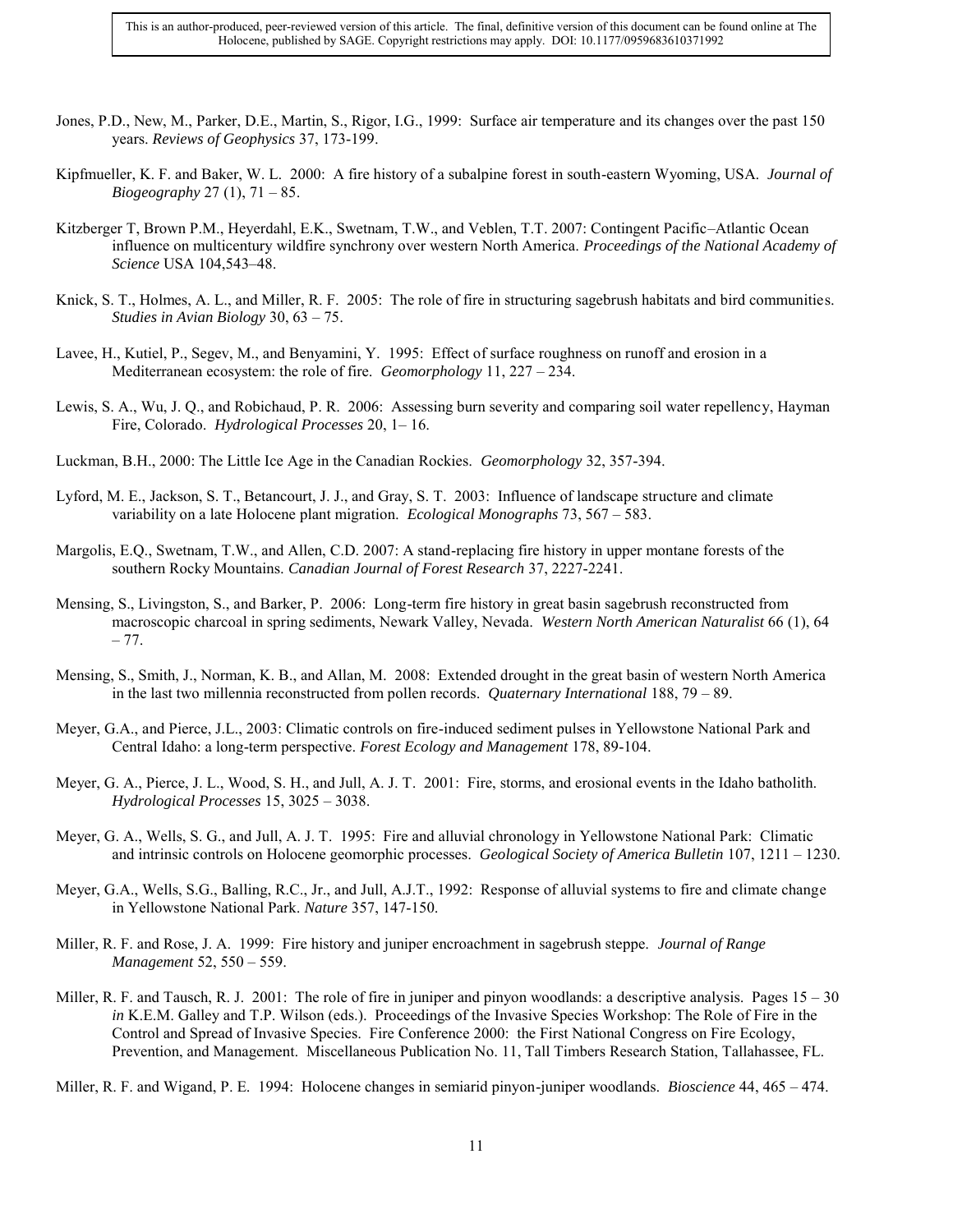Jones, P.D., New, M., Parker, D.E., Martin, S., Rigor, I.G., 1999: Surface air temperature and its changes over the past 150 years. *Reviews of Geophysics* 37, 173-199.

Kipfmueller, K. F. and Baker, W. L. 2000: A fire history of a subalpine forest in south-eastern Wyoming, USA. *Journal of Biogeography* 27 (1), 71 – 85.

Kitzberger T, Brown P.M., Heyerdahl, E.K., Swetnam, T.W., and Veblen, T.T. 2007: Contingent Pacific–Atlantic Ocean influence on multicentury wildfire synchrony over western North America. *Proceedings of the National Academy of Science* USA 104,543–48.

Knick, S. T., Holmes, A. L., and Miller, R. F. 2005: The role of fire in structuring sagebrush habitats and bird communities. *Studies in Avian Biology* 30, 63 – 75.

Lavee, H., Kutiel, P., Segev, M., and Benyamini, Y. 1995: Effect of surface roughness on runoff and erosion in a Mediterranean ecosystem: the role of fire. *Geomorphology* 11, 227 – 234.

Lewis, S. A., Wu, J. Q., and Robichaud, P. R. 2006: Assessing burn severity and comparing soil water repellency, Hayman Fire, Colorado. *Hydrological Processes* 20, 1– 16.

Luckman, B.H., 2000: The Little Ice Age in the Canadian Rockies. *Geomorphology* 32, 357-394.

Lyford, M. E., Jackson, S. T., Betancourt, J. J., and Gray, S. T. 2003: Influence of landscape structure and climate variability on a late Holocene plant migration. *Ecological Monographs* 73, 567 – 583.

Margolis, E.Q., Swetnam, T.W., and Allen, C.D. 2007: A stand-replacing fire history in upper montane forests of the southern Rocky Mountains. *Canadian Journal of Forest Research* 37, 2227-2241.

Mensing, S., Livingston, S., and Barker, P. 2006: Long-term fire history in great basin sagebrush reconstructed from macroscopic charcoal in spring sediments, Newark Valley, Nevada. *Western North American Naturalist* 66 (1), 64 – 77.

Mensing, S., Smith, J., Norman, K. B., and Allan, M. 2008: Extended drought in the great basin of western North America in the last two millennia reconstructed from pollen records. *Quaternary International* 188, 79 – 89.

Meyer, G.A., and Pierce, J.L., 2003: Climatic controls on fire-induced sediment pulses in Yellowstone National Park and Central Idaho: a long-term perspective. *Forest Ecology and Management* 178, 89-104.

Meyer, G. A., Pierce, J. L., Wood, S. H., and Jull, A. J. T. 2001: Fire, storms, and erosional events in the Idaho batholith. *Hydrological Processes* 15, 3025 – 3038.

Meyer, G. A., Wells, S. G., and Jull, A. J. T. 1995: Fire and alluvial chronology in Yellowstone National Park: Climatic and intrinsic controls on Holocene geomorphic processes. *Geological Society of America Bulletin* 107, 1211 – 1230.

Meyer, G.A., Wells, S.G., Balling, R.C., Jr., and Jull, A.J.T., 1992: Response of alluvial systems to fire and climate change in Yellowstone National Park. *Nature* 357, 147-150.

Miller, R. F. and Rose, J. A. 1999: Fire history and juniper encroachment in sagebrush steppe. *Journal of Range Management* 52, 550 – 559.

Miller, R. F. and Tausch, R. J. 2001: The role of fire in juniper and pinyon woodlands: a descriptive analysis. Pages 15 – 30 *in* K.E.M. Galley and T.P. Wilson (eds.). Proceedings of the Invasive Species Workshop: The Role of Fire in the Control and Spread of Invasive Species. Fire Conference 2000: the First National Congress on Fire Ecology, Prevention, and Management. Miscellaneous Publication No. 11, Tall Timbers Research Station, Tallahassee, FL.

Miller, R. F. and Wigand, P. E. 1994: Holocene changes in semiarid pinyon-juniper woodlands. *Bioscience* 44, 465 – 474.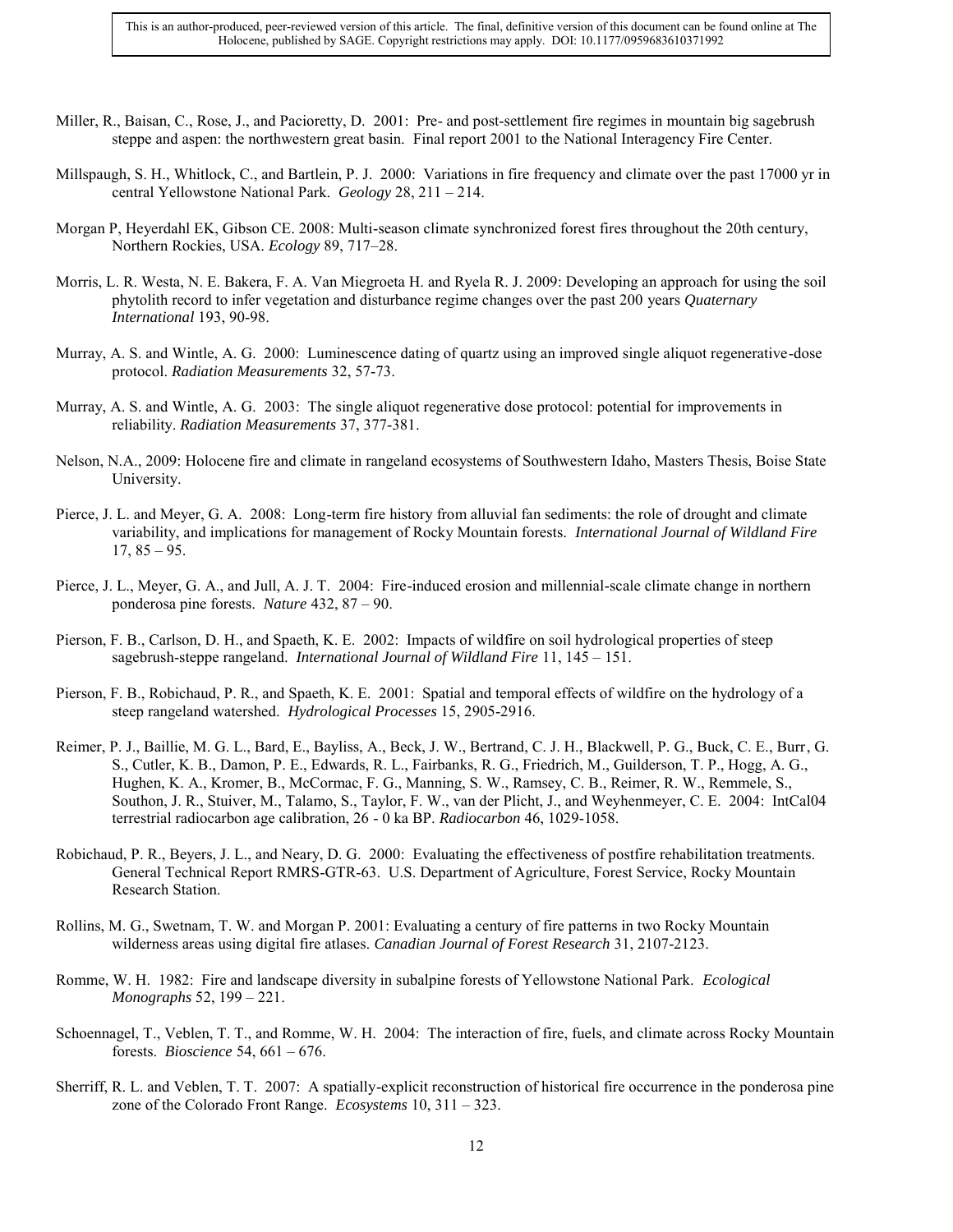Miller, R., Baisan, C., Rose, J., and Pacioretty, D. 2001: Pre- and post-settlement fire regimes in mountain big sagebrush steppe and aspen: the northwestern great basin. Final report 2001 to the National Interagency Fire Center.

Millspaugh, S. H., Whitlock, C., and Bartlein, P. J. 2000: Variations in fire frequency and climate over the past 17000 yr in central Yellowstone National Park. *Geology* 28, 211 – 214.

Morgan P, Heyerdahl EK, Gibson CE. 2008: Multi-season climate synchronized forest fires throughout the 20th century, Northern Rockies, USA. *Ecology* 89, 717–28.

Morris, L. R. Westa, N. E. Bakera, F. A. Van Miegroeta H. and Ryela R. J. 2009: Developing an approach for using the soil phytolith record to infer vegetation and disturbance regime changes over the past 200 years *Quaternary International* 193, 90-98.

Murray, A. S. and Wintle, A. G. 2000: Luminescence dating of quartz using an improved single aliquot regenerative-dose protocol. *Radiation Measurements* 32, 57-73.

Murray, A. S. and Wintle, A. G. 2003: The single aliquot regenerative dose protocol: potential for improvements in reliability. *Radiation Measurements* 37, 377-381.

Nelson, N.A., 2009: Holocene fire and climate in rangeland ecosystems of Southwestern Idaho, Masters Thesis, Boise State University.

Pierce, J. L. and Meyer, G. A. 2008: Long-term fire history from alluvial fan sediments: the role of drought and climate variability, and implications for management of Rocky Mountain forests. *International Journal of Wildland Fire* 17, 85 – 95.

Pierce, J. L., Meyer, G. A., and Jull, A. J. T. 2004: Fire-induced erosion and millennial-scale climate change in northern ponderosa pine forests. *Nature* 432, 87 – 90.

Pierson, F. B., Carlson, D. H., and Spaeth, K. E. 2002: Impacts of wildfire on soil hydrological properties of steep sagebrush-steppe rangeland. *International Journal of Wildland Fire* 11, 145 – 151.

Pierson, F. B., Robichaud, P. R., and Spaeth, K. E. 2001: Spatial and temporal effects of wildfire on the hydrology of a steep rangeland watershed. *Hydrological Processes* 15, 2905-2916.

Reimer, P. J., Baillie, M. G. L., Bard, E., Bayliss, A., Beck, J. W., Bertrand, C. J. H., Blackwell, P. G., Buck, C. E., Burr, G. S., Cutler, K. B., Damon, P. E., Edwards, R. L., Fairbanks, R. G., Friedrich, M., Guilderson, T. P., Hogg, A. G., Hughen, K. A., Kromer, B., McCormac, F. G., Manning, S. W., Ramsey, C. B., Reimer, R. W., Remmele, S., Southon, J. R., Stuiver, M., Talamo, S., Taylor, F. W., van der Plicht, J., and Weyhenmeyer, C. E. 2004: IntCal04 terrestrial radiocarbon age calibration, 26 - 0 ka BP. *Radiocarbon* 46, 1029-1058.

Robichaud, P. R., Beyers, J. L., and Neary, D. G. 2000: Evaluating the effectiveness of postfire rehabilitation treatments. General Technical Report RMRS-GTR-63. U.S. Department of Agriculture, Forest Service, Rocky Mountain Research Station.

Rollins, M. G., Swetnam, T. W. and Morgan P. 2001: Evaluating a century of fire patterns in two Rocky Mountain wilderness areas using digital fire atlases. *Canadian Journal of Forest Research* 31, 2107-2123.

Romme, W. H. 1982: Fire and landscape diversity in subalpine forests of Yellowstone National Park. *Ecological Monographs* 52, 199 – 221.

Schoennagel, T., Veblen, T. T., and Romme, W. H. 2004: The interaction of fire, fuels, and climate across Rocky Mountain forests. *Bioscience* 54, 661 – 676.

Sherriff, R. L. and Veblen, T. T. 2007: A spatially-explicit reconstruction of historical fire occurrence in the ponderosa pine zone of the Colorado Front Range. *Ecosystems* 10, 311 – 323.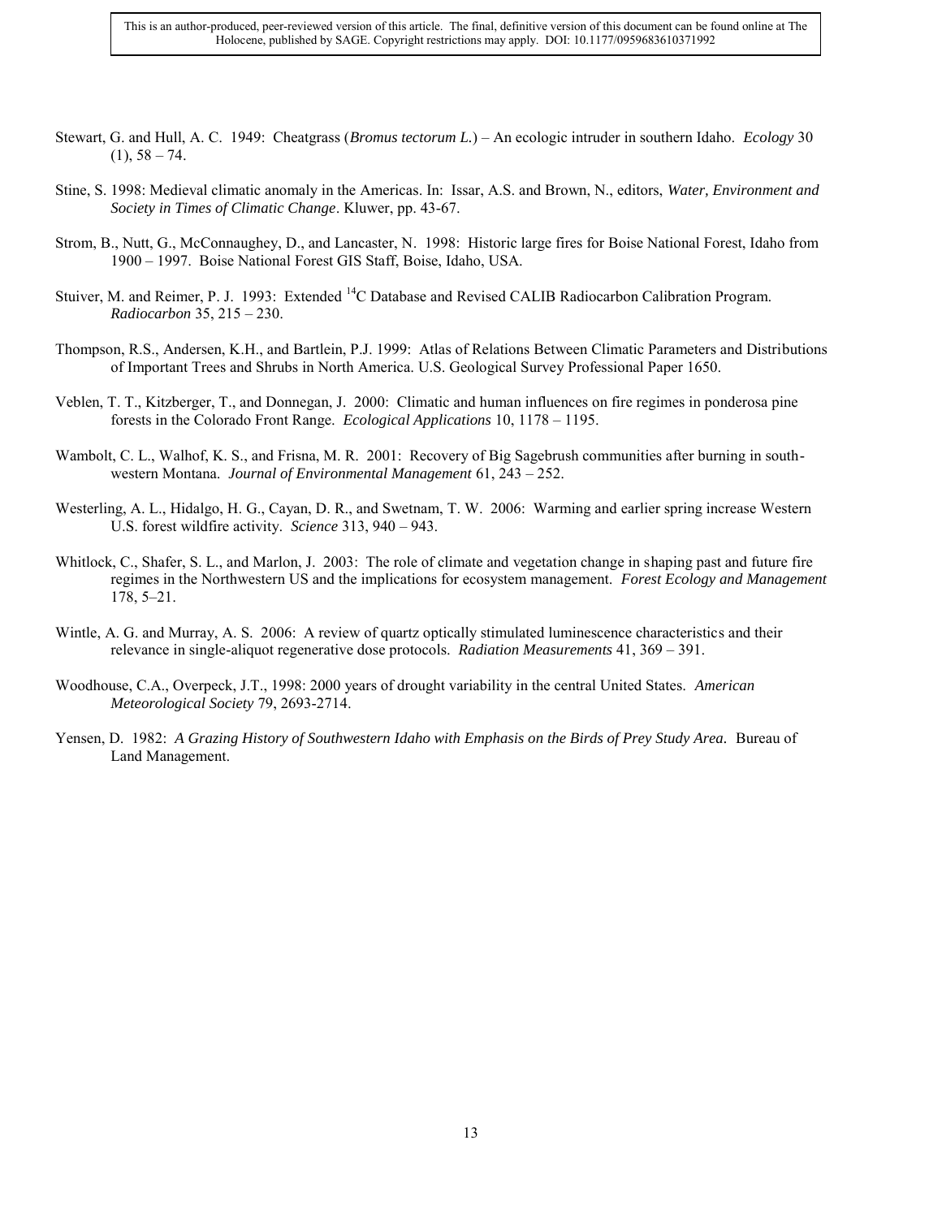Stewart, G. and Hull, A. C. 1949: Cheatgrass (*Bromus tectorum L.*) – An ecologic intruder in southern Idaho. *Ecology* 30 (1), 58 – 74.

Stine, S. 1998: Medieval climatic anomaly in the Americas. In: Issar, A.S. and Brown, N., editors, *Water, Environment and Society in Times of Climatic Change*. Kluwer, pp. 43-67.

Strom, B., Nutt, G., McConnaughey, D., and Lancaster, N. 1998: Historic large fires for Boise National Forest, Idaho from 1900 – 1997. Boise National Forest GIS Staff, Boise, Idaho, USA.

Stuiver, M. and Reimer, P. J. 1993: Extended $^{14}$C Database and Revised CALIB Radiocarbon Calibration Program. *Radiocarbon* 35, 215 – 230.

Thompson, R.S., Andersen, K.H., and Bartlein, P.J. 1999: Atlas of Relations Between Climatic Parameters and Distributions of Important Trees and Shrubs in North America. U.S. Geological Survey Professional Paper 1650.

Veblen, T. T., Kitzberger, T., and Donnegan, J. 2000: Climatic and human influences on fire regimes in ponderosa pine forests in the Colorado Front Range. *Ecological Applications* 10, 1178 – 1195.

Wambolt, C. L., Walhof, K. S., and Frisna, M. R. 2001: Recovery of Big Sagebrush communities after burning in south-western Montana. *Journal of Environmental Management* 61, 243 – 252.

Westerling, A. L., Hidalgo, H. G., Cayan, D. R., and Swetnam, T. W. 2006: Warming and earlier spring increase Western U.S. forest wildfire activity. *Science* 313, 940 – 943.

Whitlock, C., Shafer, S. L., and Marlon, J. 2003: The role of climate and vegetation change in shaping past and future fire regimes in the Northwestern US and the implications for ecosystem management. *Forest Ecology and Management* 178, 5–21.

Wintle, A. G. and Murray, A. S. 2006: A review of quartz optically stimulated luminescence characteristics and their relevance in single-aliquot regenerative dose protocols. *Radiation Measurements* 41, 369 – 391.

Woodhouse, C.A., Overpeck, J.T., 1998: 2000 years of drought variability in the central United States. *American Meteorological Society* 79, 2693-2714.

Yensen, D. 1982: *A Grazing History of Southwestern Idaho with Emphasis on the Birds of Prey Study Area.* Bureau of Land Management.